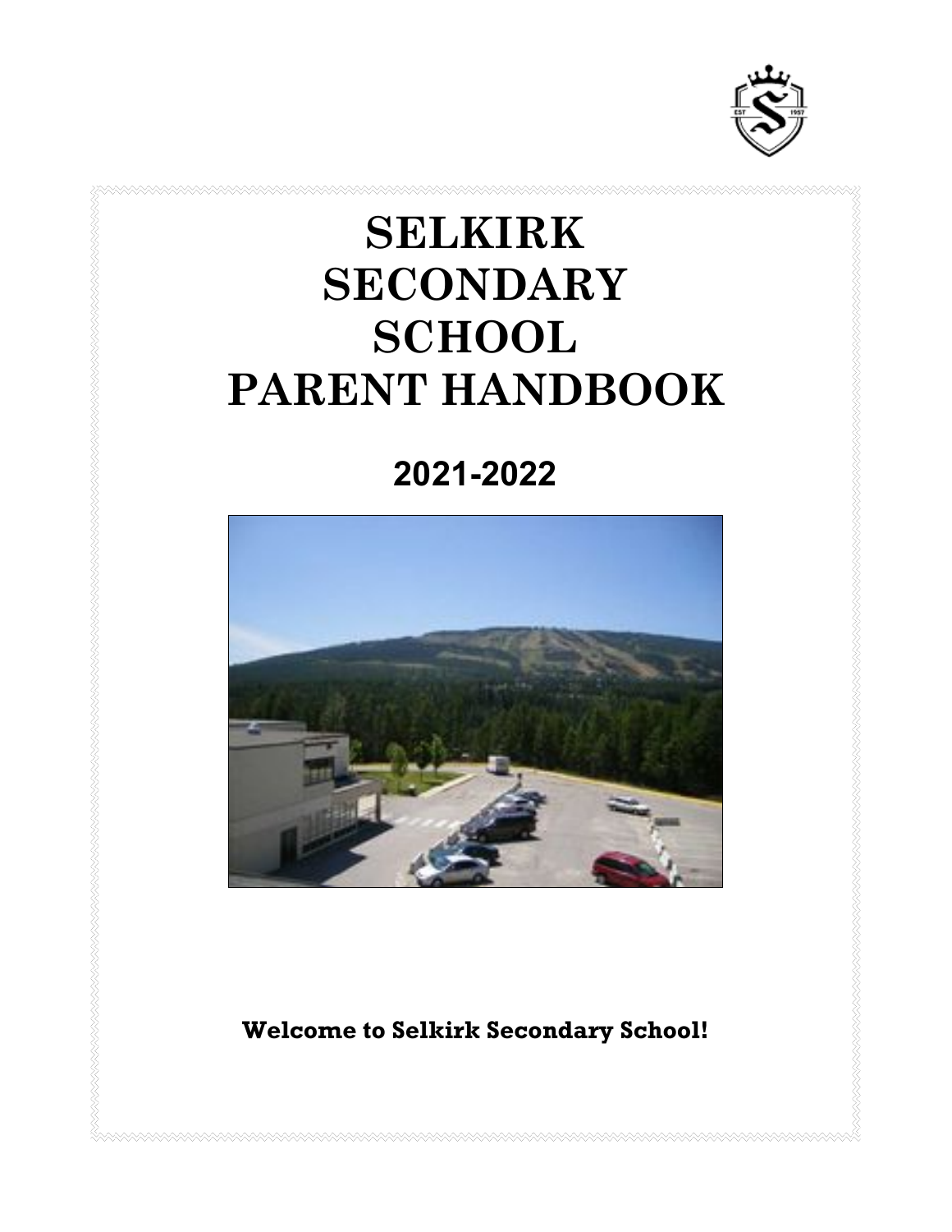# SELKIRK SECONDARY SCHOOL PARENT HANDBOOK

## 2021-2022

**Welcome to Selkirk Secondary School!**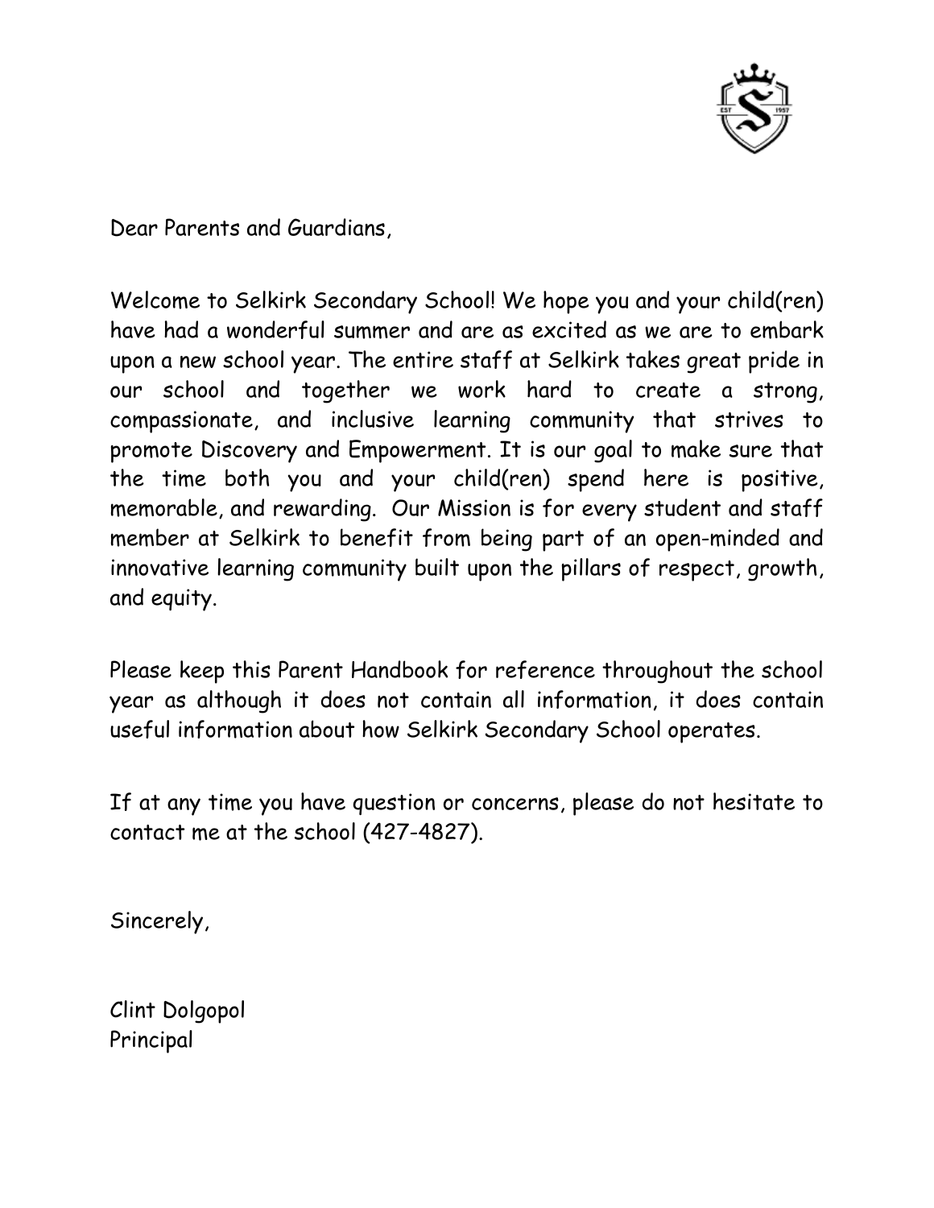Dear Parents and Guardians,

Welcome to Selkirk Secondary School! We hope you and your child(ren) have had a wonderful summer and are as excited as we are to embark upon a new school year. The entire staff at Selkirk takes great pride in our school and together we work hard to create a strong, compassionate, and inclusive learning community that strives to promote Discovery and Empowerment. It is our goal to make sure that the time both you and your child(ren) spend here is positive, memorable, and rewarding. Our Mission is for every student and staff member at Selkirk to benefit from being part of an open-minded and innovative learning community built upon the pillars of respect, growth, and equity.

Please keep this Parent Handbook for reference throughout the school year as although it does not contain all information, it does contain useful information about how Selkirk Secondary School operates.

If at any time you have question or concerns, please do not hesitate to contact me at the school (427-4827).

Sincerely,

Clint Dolgopol
Principal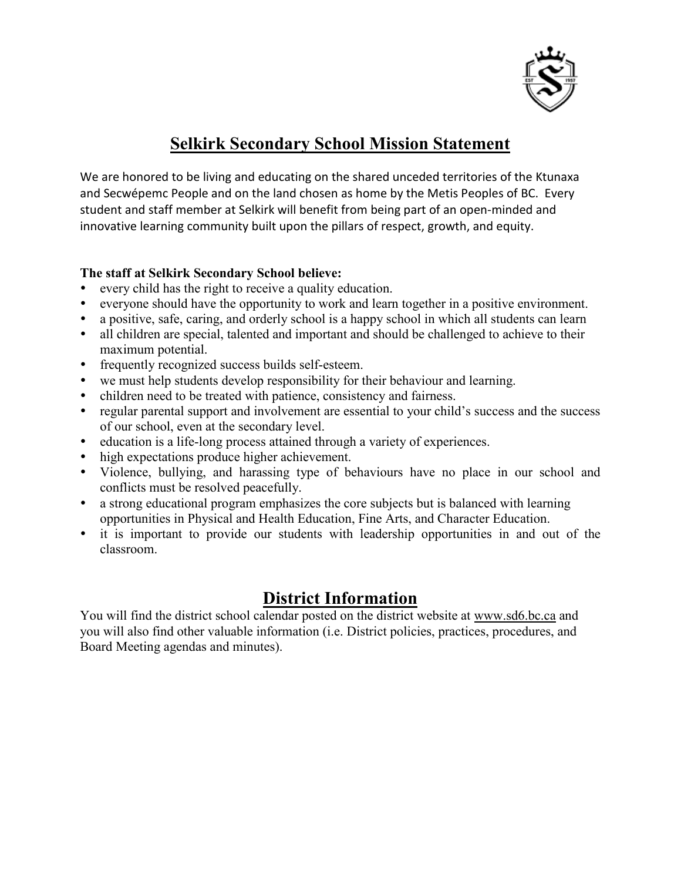# Selkirk Secondary School Mission Statement

We are honored to be living and educating on the shared unceded territories of the Ktunaxa and Secwépemc People and on the land chosen as home by the Metis Peoples of BC. Every student and staff member at Selkirk will benefit from being part of an open-minded and innovative learning community built upon the pillars of respect, growth, and equity.

**The staff at Selkirk Secondary School believe:**

- every child has the right to receive a quality education.
- everyone should have the opportunity to work and learn together in a positive environment.
- a positive, safe, caring, and orderly school is a happy school in which all students can learn
- all children are special, talented and important and should be challenged to achieve to their maximum potential.
- frequently recognized success builds self-esteem.
- we must help students develop responsibility for their behaviour and learning.
- children need to be treated with patience, consistency and fairness.
- regular parental support and involvement are essential to your child's success and the success of our school, even at the secondary level.
- education is a life-long process attained through a variety of experiences.
- high expectations produce higher achievement.
- Violence, bullying, and harassing type of behaviours have no place in our school and conflicts must be resolved peacefully.
- a strong educational program emphasizes the core subjects but is balanced with learning opportunities in Physical and Health Education, Fine Arts, and Character Education.
- it is important to provide our students with leadership opportunities in and out of the classroom.

# District Information

You will find the district school calendar posted on the district website at www.sd6.bc.ca and you will also find other valuable information (i.e. District policies, practices, procedures, and Board Meeting agendas and minutes).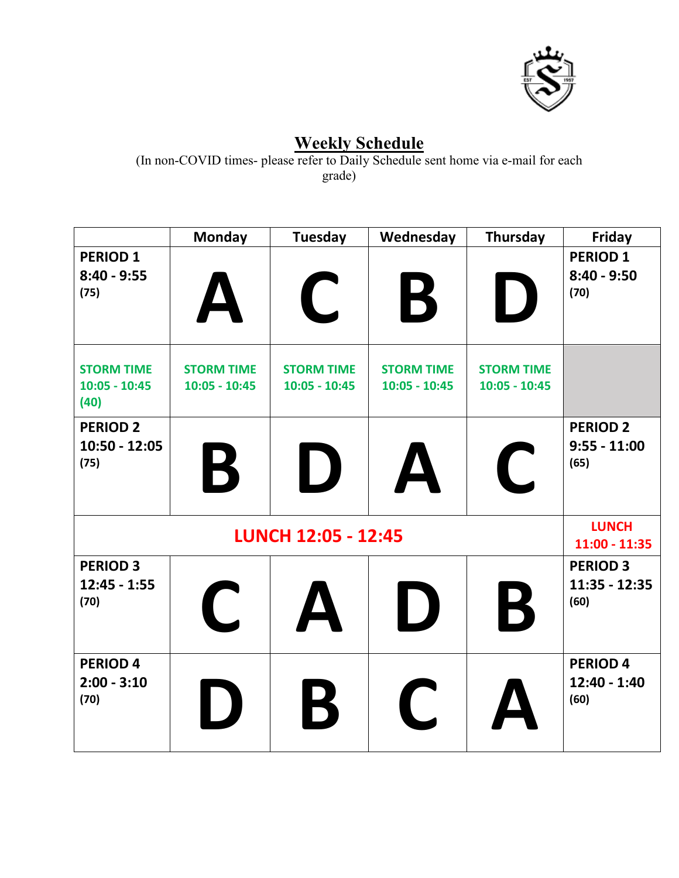# Weekly Schedule

(In non-COVID times- please refer to Daily Schedule sent home via e-mail for each grade)

| | Monday | Tuesday | Wednesday | Thursday | Friday |
|---|---|---|---|---|---|
| **PERIOD 1** **8:40 - 9:55** **(75)** | A | C | B | D | **PERIOD 1** **8:40 - 9:50** **(70)** |
| **STORM TIME** **10:05 - 10:45** **(40)** | **STORM TIME** **10:05 - 10:45** | **STORM TIME** **10:05 - 10:45** | **STORM TIME** **10:05 - 10:45** | **STORM TIME** **10:05 - 10:45** | |
| **PERIOD 2** **10:50 - 12:05** **(75)** | B | D | A | C | **PERIOD 2** **9:55 - 11:00** **(65)** |
| **LUNCH 12:05 - 12:45** | | | | | **LUNCH** **11:00 - 11:35** |
| **PERIOD 3** **12:45 - 1:55** **(70)** | C | A | D | B | **PERIOD 3** **11:35 - 12:35** **(60)** |
| **PERIOD 4** **2:00 - 3:10** **(70)** | D | B | C | A | **PERIOD 4** **12:40 - 1:40** **(60)** |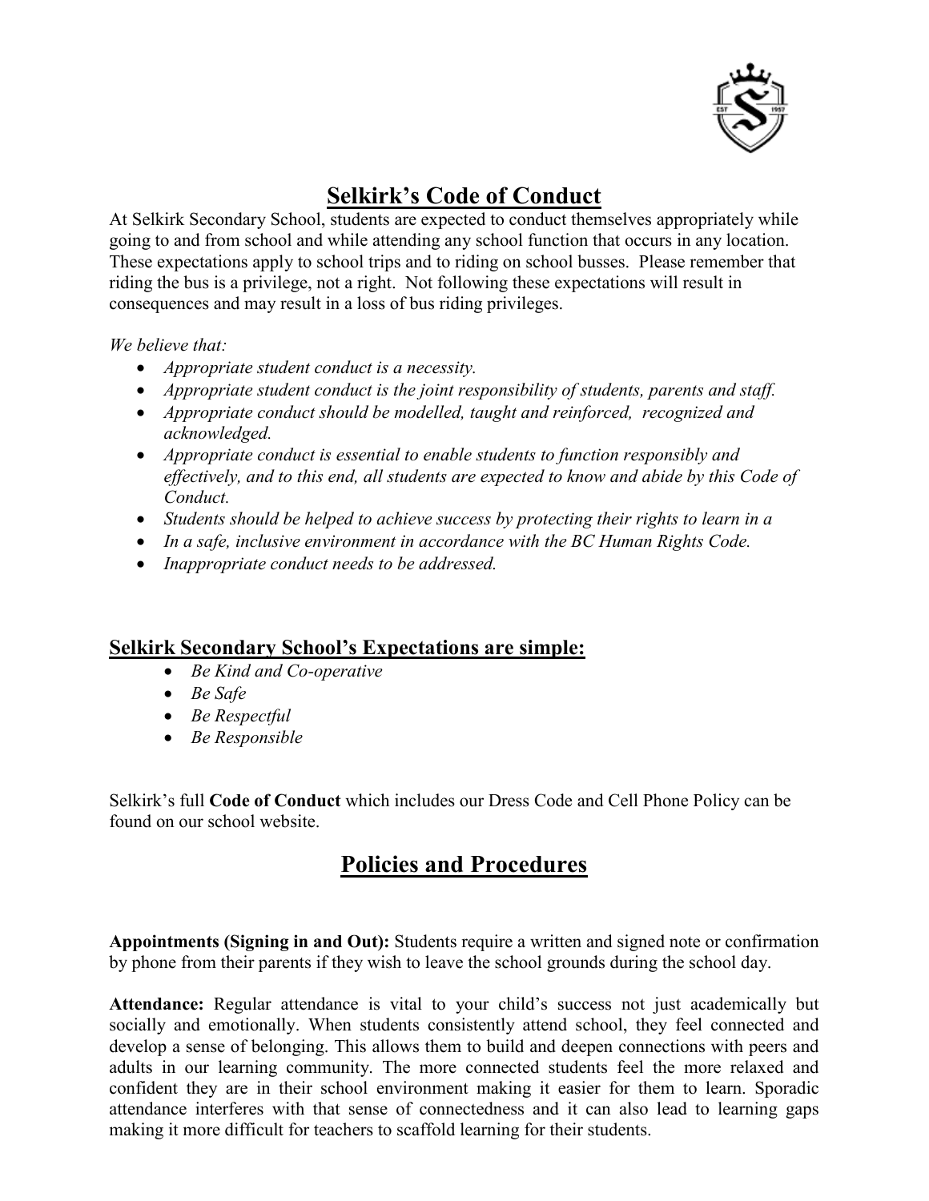## Selkirk's Code of Conduct

At Selkirk Secondary School, students are expected to conduct themselves appropriately while going to and from school and while attending any school function that occurs in any location. These expectations apply to school trips and to riding on school busses. Please remember that riding the bus is a privilege, not a right. Not following these expectations will result in consequences and may result in a loss of bus riding privileges.

*We believe that:*

- *Appropriate student conduct is a necessity.*
- *Appropriate student conduct is the joint responsibility of students, parents and staff.*
- *Appropriate conduct should be modelled, taught and reinforced, recognized and acknowledged.*
- *Appropriate conduct is essential to enable students to function responsibly and effectively, and to this end, all students are expected to know and abide by this Code of Conduct.*
- *Students should be helped to achieve success by protecting their rights to learn in a*
- *In a safe, inclusive environment in accordance with the BC Human Rights Code.*
- *Inappropriate conduct needs to be addressed.*

### Selkirk Secondary School's Expectations are simple:

- *Be Kind and Co-operative*
- *Be Safe*
- *Be Respectful*
- *Be Responsible*

Selkirk's full **Code of Conduct** which includes our Dress Code and Cell Phone Policy can be found on our school website.

## Policies and Procedures

**Appointments (Signing in and Out):** Students require a written and signed note or confirmation by phone from their parents if they wish to leave the school grounds during the school day.

**Attendance:** Regular attendance is vital to your child's success not just academically but socially and emotionally. When students consistently attend school, they feel connected and develop a sense of belonging. This allows them to build and deepen connections with peers and adults in our learning community. The more connected students feel the more relaxed and confident they are in their school environment making it easier for them to learn. Sporadic attendance interferes with that sense of connectedness and it can also lead to learning gaps making it more difficult for teachers to scaffold learning for their students.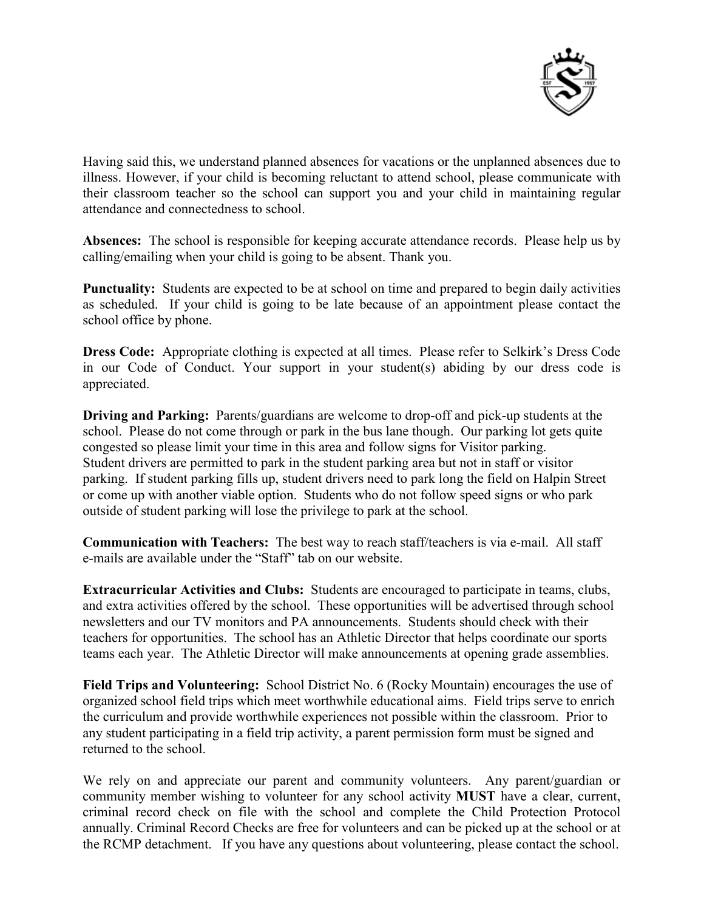Having said this, we understand planned absences for vacations or the unplanned absences due to illness. However, if your child is becoming reluctant to attend school, please communicate with their classroom teacher so the school can support you and your child in maintaining regular attendance and connectedness to school.

**Absences:** The school is responsible for keeping accurate attendance records. Please help us by calling/emailing when your child is going to be absent. Thank you.

**Punctuality:** Students are expected to be at school on time and prepared to begin daily activities as scheduled. If your child is going to be late because of an appointment please contact the school office by phone.

**Dress Code:** Appropriate clothing is expected at all times. Please refer to Selkirk's Dress Code in our Code of Conduct. Your support in your student(s) abiding by our dress code is appreciated.

**Driving and Parking:** Parents/guardians are welcome to drop-off and pick-up students at the school. Please do not come through or park in the bus lane though. Our parking lot gets quite congested so please limit your time in this area and follow signs for Visitor parking. Student drivers are permitted to park in the student parking area but not in staff or visitor parking. If student parking fills up, student drivers need to park long the field on Halpin Street or come up with another viable option. Students who do not follow speed signs or who park outside of student parking will lose the privilege to park at the school.

**Communication with Teachers:** The best way to reach staff/teachers is via e-mail. All staff e-mails are available under the "Staff" tab on our website.

**Extracurricular Activities and Clubs:** Students are encouraged to participate in teams, clubs, and extra activities offered by the school. These opportunities will be advertised through school newsletters and our TV monitors and PA announcements. Students should check with their teachers for opportunities. The school has an Athletic Director that helps coordinate our sports teams each year. The Athletic Director will make announcements at opening grade assemblies.

**Field Trips and Volunteering:** School District No. 6 (Rocky Mountain) encourages the use of organized school field trips which meet worthwhile educational aims. Field trips serve to enrich the curriculum and provide worthwhile experiences not possible within the classroom. Prior to any student participating in a field trip activity, a parent permission form must be signed and returned to the school.

We rely on and appreciate our parent and community volunteers. Any parent/guardian or community member wishing to volunteer for any school activity **MUST** have a clear, current, criminal record check on file with the school and complete the Child Protection Protocol annually. Criminal Record Checks are free for volunteers and can be picked up at the school or at the RCMP detachment. If you have any questions about volunteering, please contact the school.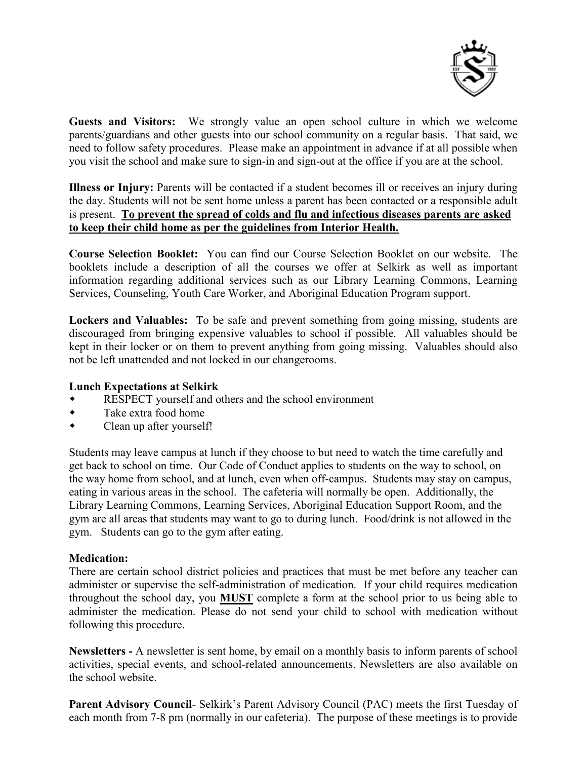**Guests and Visitors:** We strongly value an open school culture in which we welcome parents/guardians and other guests into our school community on a regular basis. That said, we need to follow safety procedures. Please make an appointment in advance if at all possible when you visit the school and make sure to sign-in and sign-out at the office if you are at the school.

**Illness or Injury:** Parents will be contacted if a student becomes ill or receives an injury during the day. Students will not be sent home unless a parent has been contacted or a responsible adult is present. **<u>To prevent the spread of colds and flu and infectious diseases parents are asked to keep their child home as per the guidelines from Interior Health.</u>**

**Course Selection Booklet:** You can find our Course Selection Booklet on our website. The booklets include a description of all the courses we offer at Selkirk as well as important information regarding additional services such as our Library Learning Commons, Learning Services, Counseling, Youth Care Worker, and Aboriginal Education Program support.

**Lockers and Valuables:** To be safe and prevent something from going missing, students are discouraged from bringing expensive valuables to school if possible. All valuables should be kept in their locker or on them to prevent anything from going missing. Valuables should also not be left unattended and not locked in our changerooms.

**Lunch Expectations at Selkirk**

- RESPECT yourself and others and the school environment
- Take extra food home
- Clean up after yourself!

Students may leave campus at lunch if they choose to but need to watch the time carefully and get back to school on time. Our Code of Conduct applies to students on the way to school, on the way home from school, and at lunch, even when off-campus. Students may stay on campus, eating in various areas in the school. The cafeteria will normally be open. Additionally, the Library Learning Commons, Learning Services, Aboriginal Education Support Room, and the gym are all areas that students may want to go to during lunch. Food/drink is not allowed in the gym. Students can go to the gym after eating.

**Medication:**

There are certain school district policies and practices that must be met before any teacher can administer or supervise the self-administration of medication. If your child requires medication throughout the school day, you **<u>MUST</u>** complete a form at the school prior to us being able to administer the medication. Please do not send your child to school with medication without following this procedure.

**Newsletters -** A newsletter is sent home, by email on a monthly basis to inform parents of school activities, special events, and school-related announcements. Newsletters are also available on the school website.

**Parent Advisory Council**- Selkirk's Parent Advisory Council (PAC) meets the first Tuesday of each month from 7-8 pm (normally in our cafeteria). The purpose of these meetings is to provide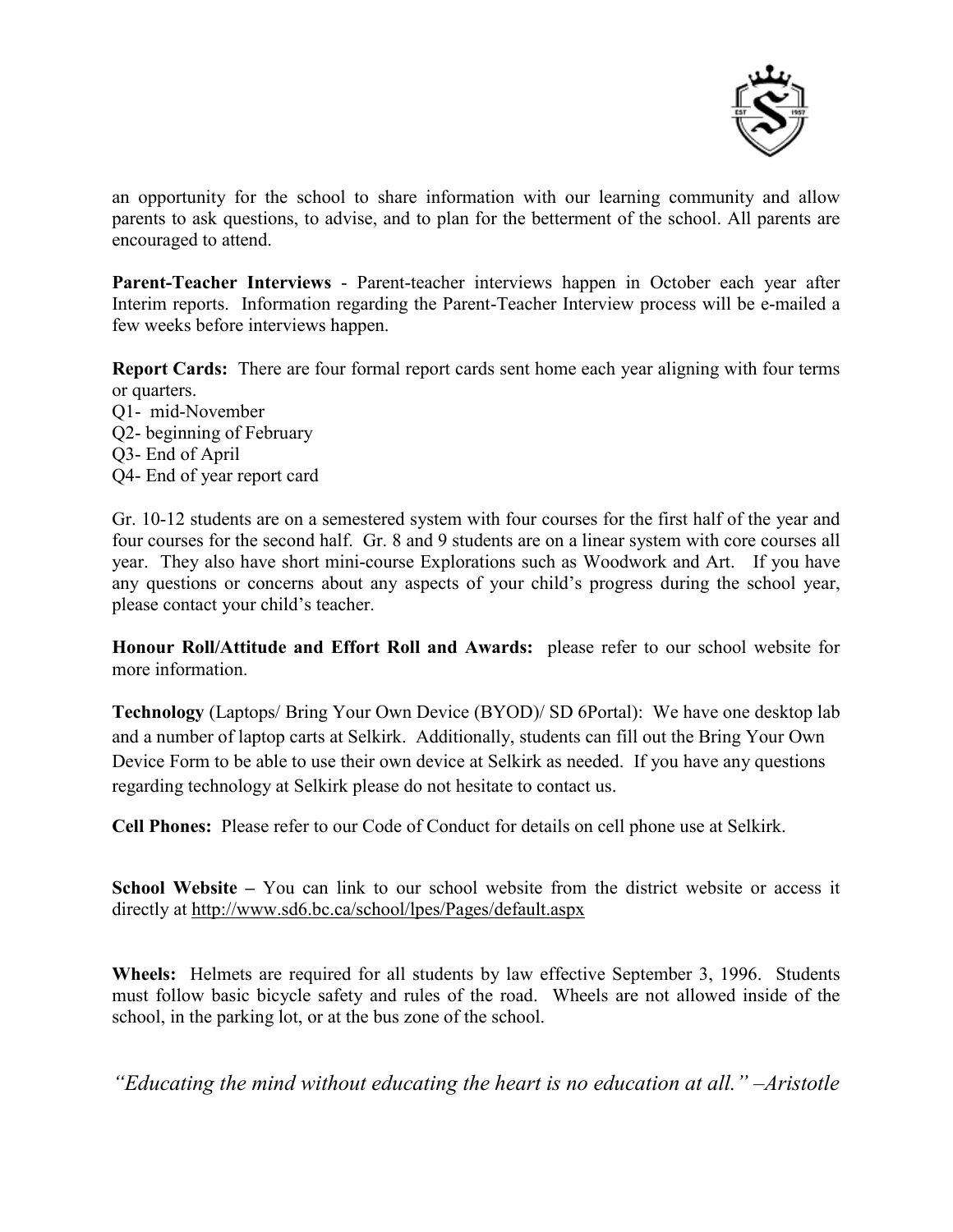an opportunity for the school to share information with our learning community and allow parents to ask questions, to advise, and to plan for the betterment of the school. All parents are encouraged to attend.

**Parent-Teacher Interviews** - Parent-teacher interviews happen in October each year after Interim reports. Information regarding the Parent-Teacher Interview process will be e-mailed a few weeks before interviews happen.

**Report Cards:** There are four formal report cards sent home each year aligning with four terms or quarters.
Q1- mid-November
Q2- beginning of February
Q3- End of April
Q4- End of year report card

Gr. 10-12 students are on a semestered system with four courses for the first half of the year and four courses for the second half. Gr. 8 and 9 students are on a linear system with core courses all year. They also have short mini-course Explorations such as Woodwork and Art. If you have any questions or concerns about any aspects of your child's progress during the school year, please contact your child's teacher.

**Honour Roll/Attitude and Effort Roll and Awards:** please refer to our school website for more information.

**Technology** (Laptops/ Bring Your Own Device (BYOD)/ SD 6Portal): We have one desktop lab and a number of laptop carts at Selkirk. Additionally, students can fill out the Bring Your Own Device Form to be able to use their own device at Selkirk as needed. If you have any questions regarding technology at Selkirk please do not hesitate to contact us.

**Cell Phones:** Please refer to our Code of Conduct for details on cell phone use at Selkirk.

**School Website –** You can link to our school website from the district website or access it directly at http://www.sd6.bc.ca/school/lpes/Pages/default.aspx

**Wheels:** Helmets are required for all students by law effective September 3, 1996. Students must follow basic bicycle safety and rules of the road. Wheels are not allowed inside of the school, in the parking lot, or at the bus zone of the school.

*"Educating the mind without educating the heart is no education at all." –Aristotle*